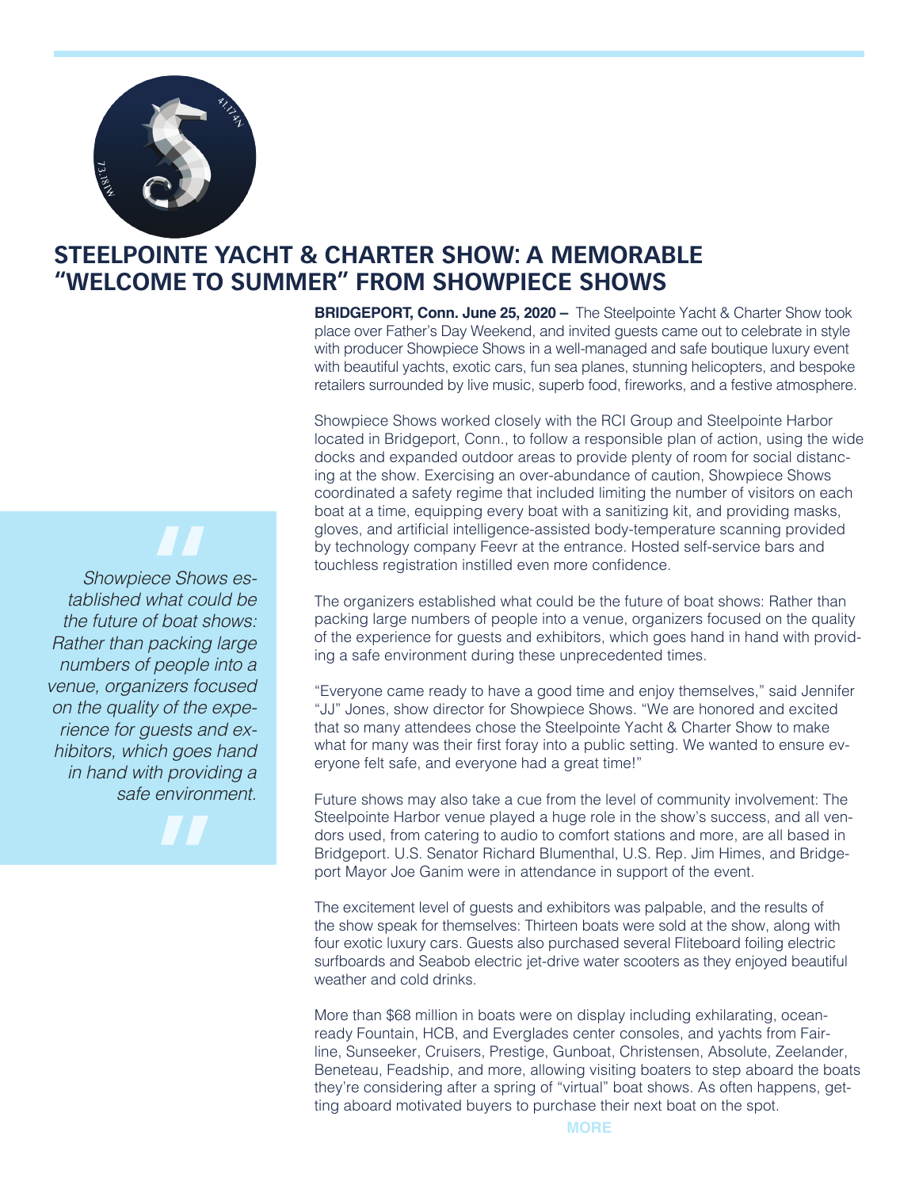# STEELPOINTE YACHT & CHARTER SHOW: A MEMORABLE "WELCOME TO SUMMER" FROM SHOWPIECE SHOWS

**BRIDGEPORT, Conn. June 25, 2020 –** The Steelpointe Yacht & Charter Show took place over Father's Day Weekend, and invited guests came out to celebrate in style with producer Showpiece Shows in a well-managed and safe boutique luxury event with beautiful yachts, exotic cars, fun sea planes, stunning helicopters, and bespoke retailers surrounded by live music, superb food, fireworks, and a festive atmosphere.

Showpiece Shows worked closely with the RCI Group and Steelpointe Harbor located in Bridgeport, Conn., to follow a responsible plan of action, using the wide docks and expanded outdoor areas to provide plenty of room for social distancing at the show. Exercising an over-abundance of caution, Showpiece Shows coordinated a safety regime that included limiting the number of visitors on each boat at a time, equipping every boat with a sanitizing kit, and providing masks, gloves, and artificial intelligence-assisted body-temperature scanning provided by technology company Feevr at the entrance. Hosted self-service bars and touchless registration instilled even more confidence.

> *"Showpiece Shows established what could be the future of boat shows: Rather than packing large numbers of people into a venue, organizers focused on the quality of the experience for guests and exhibitors, which goes hand in hand with providing a safe environment."*

The organizers established what could be the future of boat shows: Rather than packing large numbers of people into a venue, organizers focused on the quality of the experience for guests and exhibitors, which goes hand in hand with providing a safe environment during these unprecedented times.

"Everyone came ready to have a good time and enjoy themselves," said Jennifer "JJ" Jones, show director for Showpiece Shows. "We are honored and excited that so many attendees chose the Steelpointe Yacht & Charter Show to make what for many was their first foray into a public setting. We wanted to ensure everyone felt safe, and everyone had a great time!"

Future shows may also take a cue from the level of community involvement: The Steelpointe Harbor venue played a huge role in the show's success, and all vendors used, from catering to audio to comfort stations and more, are all based in Bridgeport. U.S. Senator Richard Blumenthal, U.S. Rep. Jim Himes, and Bridgeport Mayor Joe Ganim were in attendance in support of the event.

The excitement level of guests and exhibitors was palpable, and the results of the show speak for themselves: Thirteen boats were sold at the show, along with four exotic luxury cars. Guests also purchased several Fliteboard foiling electric surfboards and Seabob electric jet-drive water scooters as they enjoyed beautiful weather and cold drinks.

More than $68 million in boats were on display including exhilarating, ocean-ready Fountain, HCB, and Everglades center consoles, and yachts from Fairline, Sunseeker, Cruisers, Prestige, Gunboat, Christensen, Absolute, Zeelander, Beneteau, Feadship, and more, allowing visiting boaters to step aboard the boats they're considering after a spring of "virtual" boat shows. As often happens, getting aboard motivated buyers to purchase their next boat on the spot.

MORE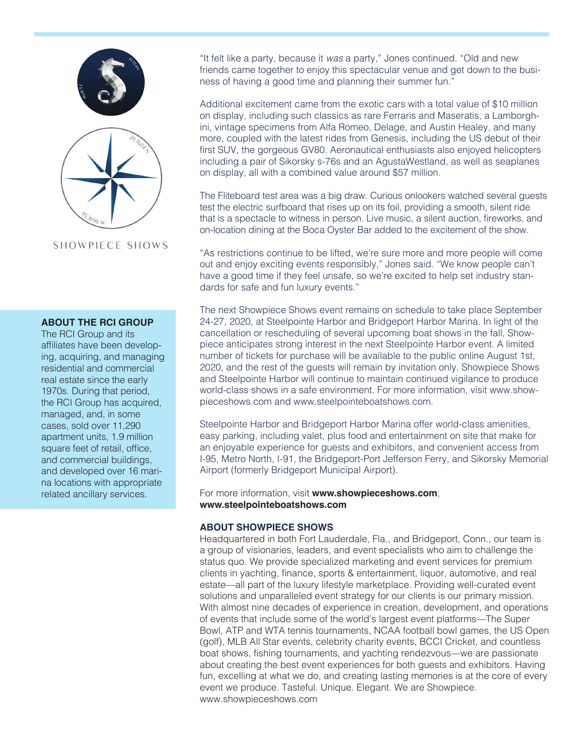SHOWPIECE SHOWS

"It felt like a party, because it *was* a party," Jones continued. "Old and new friends came together to enjoy this spectacular venue and get down to the business of having a good time and planning their summer fun."

Additional excitement came from the exotic cars with a total value of $10 million on display, including such classics as rare Ferraris and Maseratis, a Lamborghini, vintage specimens from Alfa Romeo, Delage, and Austin Healey, and many more, coupled with the latest rides from Genesis, including the US debut of their first SUV, the gorgeous GV80. Aeronautical enthusiasts also enjoyed helicopters including a pair of Sikorsky s-76s and an AgustaWestland, as well as seaplanes on display, all with a combined value around $57 million.

The Fliteboard test area was a big draw. Curious onlookers watched several guests test the electric surfboard that rises up on its foil, providing a smooth, silent ride that is a spectacle to witness in person. Live music, a silent auction, fireworks, and on-location dining at the Boca Oyster Bar added to the excitement of the show.

"As restrictions continue to be lifted, we're sure more and more people will come out and enjoy exciting events responsibly," Jones said. "We know people can't have a good time if they feel unsafe, so we're excited to help set industry standards for safe and fun luxury events."

The next Showpiece Shows event remains on schedule to take place September 24-27, 2020, at Steelpointe Harbor and Bridgeport Harbor Marina. In light of the cancellation or rescheduling of several upcoming boat shows in the fall, Showpiece anticipates strong interest in the next Steelpointe Harbor event. A limited number of tickets for purchase will be available to the public online August 1st, 2020, and the rest of the guests will remain by invitation only. Showpiece Shows and Steelpointe Harbor will continue to maintain continued vigilance to produce world-class shows in a safe environment. For more information, visit www.showpieceshows.com and www.steelpointeboatshows.com.

Steelpointe Harbor and Bridgeport Harbor Marina offer world-class amenities, easy parking, including valet, plus food and entertainment on site that make for an enjoyable experience for guests and exhibitors, and convenient access from I-95, Metro North, I-91, the Bridgeport-Port Jefferson Ferry, and Sikorsky Memorial Airport (formerly Bridgeport Municipal Airport).

For more information, visit **www.showpieceshows.com**; **www.steelpointeboatshows.com**

### ABOUT SHOWPIECE SHOWS

Headquartered in both Fort Lauderdale, Fla., and Bridgeport, Conn., our team is a group of visionaries, leaders, and event specialists who aim to challenge the status quo. We provide specialized marketing and event services for premium clients in yachting, finance, sports & entertainment, liquor, automotive, and real estate—all part of the luxury lifestyle marketplace. Providing well-curated event solutions and unparalleled event strategy for our clients is our primary mission. With almost nine decades of experience in creation, development, and operations of events that include some of the world's largest event platforms—The Super Bowl, ATP and WTA tennis tournaments, NCAA football bowl games, the US Open (golf), MLB All Star events, celebrity charity events, BCCI Cricket, and countless boat shows, fishing tournaments, and yachting rendezvous—we are passionate about creating the best event experiences for both guests and exhibitors. Having fun, excelling at what we do, and creating lasting memories is at the core of every event we produce. Tasteful. Unique. Elegant. We are Showpiece. www.showpieceshows.com

### ABOUT THE RCI GROUP

The RCI Group and its affiliates have been developing, acquiring, and managing residential and commercial real estate since the early 1970s. During that period, the RCI Group has acquired, managed, and, in some cases, sold over 11,290 apartment units, 1.9 million square feet of retail, office, and commercial buildings, and developed over 16 marina locations with appropriate related ancillary services.